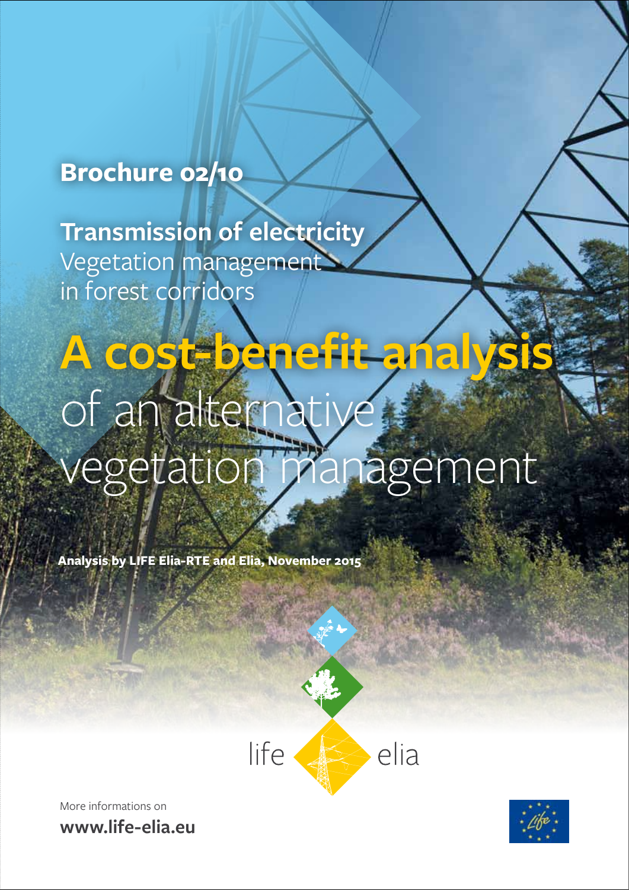**Brochure 02/10**

**Transmission of electricity**
Vegetation management
in forest corridors

# A cost-benefit analysis of an alternative vegetation management

**Analysis by LIFE Elia-RTE and Elia, November 2015**

life elia

More informations on
**www.life-elia.eu**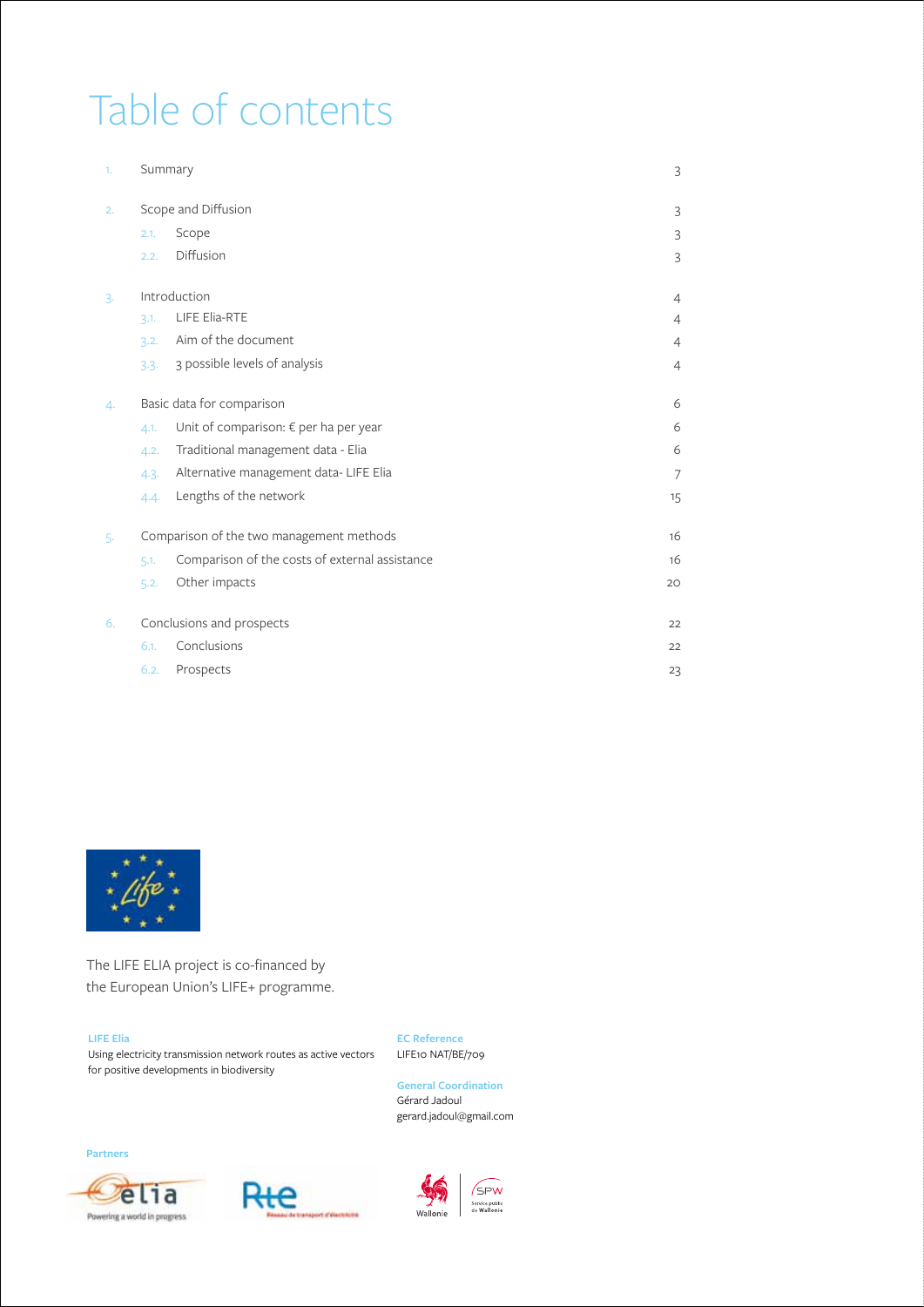# Table of contents

| | | | |
|---|---|---|---|
| 1. | Summary | | 3 |
| 2. | Scope and Diffusion | | 3 |
| | 2.1. | Scope | 3 |
| | 2.2. | Diffusion | 3 |
| 3. | Introduction | | 4 |
| | 3.1. | LIFE Elia-RTE | 4 |
| | 3.2. | Aim of the document | 4 |
| | 3.3. | 3 possible levels of analysis | 4 |
| 4. | Basic data for comparison | | 6 |
| | 4.1. | Unit of comparison: € per ha per year | 6 |
| | 4.2. | Traditional management data - Elia | 6 |
| | 4.3. | Alternative management data- LIFE Elia | 7 |
| | 4.4. | Lengths of the network | 15 |
| 5. | Comparison of the two management methods | | 16 |
| | 5.1. | Comparison of the costs of external assistance | 16 |
| | 5.2. | Other impacts | 20 |
| 6. | Conclusions and prospects | | 22 |
| | 6.1. | Conclusions | 22 |
| | 6.2. | Prospects | 23 |

The LIFE ELIA project is co-financed by the European Union's LIFE+ programme.

**LIFE Elia**
Using electricity transmission network routes as active vectors for positive developments in biodiversity

**EC Reference**
LIFE10 NAT/BE/709

**General Coordination**
Gérard Jadoul
gerard.jadoul@gmail.com

**Partners**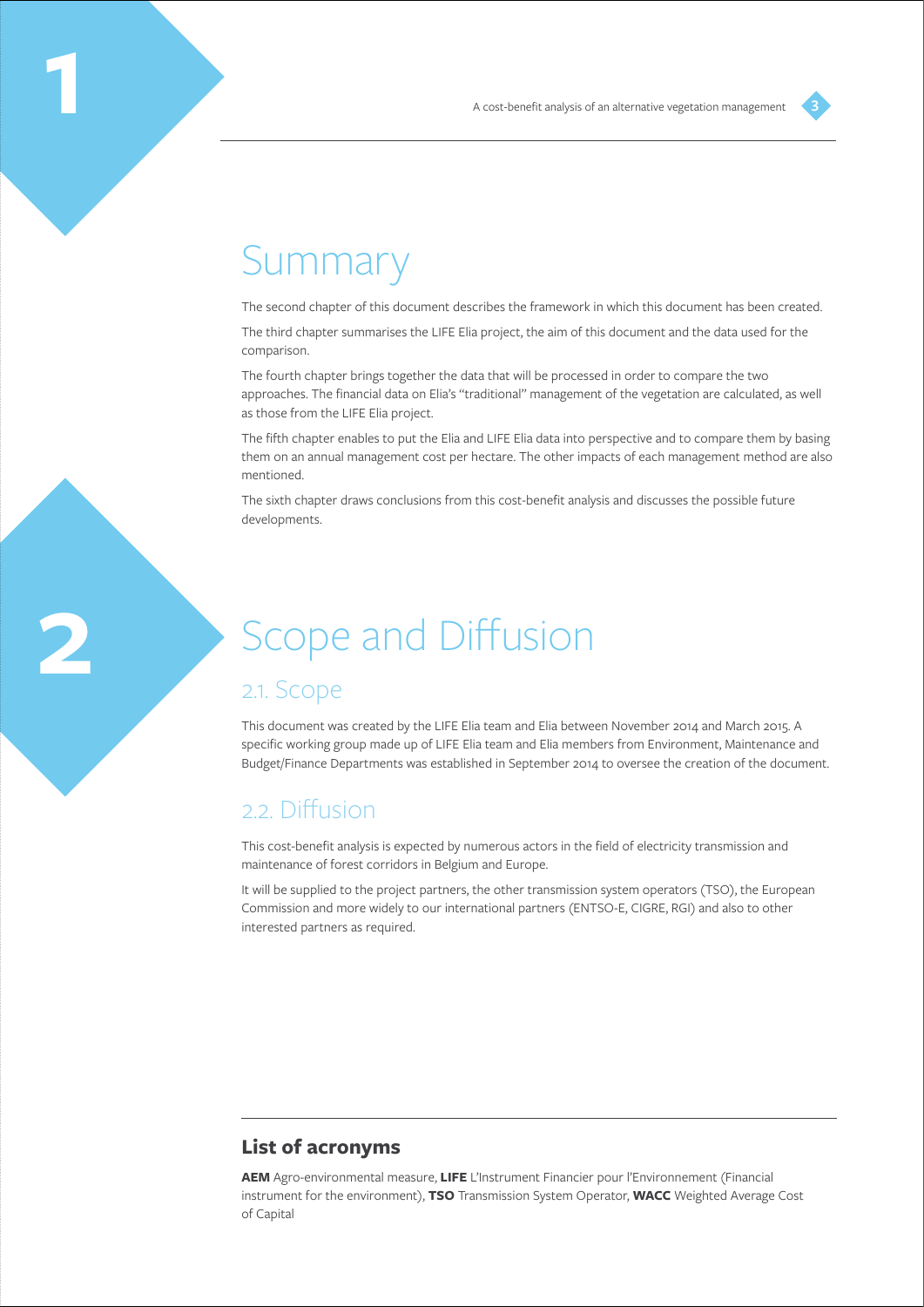# 1 Summary

The second chapter of this document describes the framework in which this document has been created.

The third chapter summarises the LIFE Elia project, the aim of this document and the data used for the comparison.

The fourth chapter brings together the data that will be processed in order to compare the two approaches. The financial data on Elia's "traditional" management of the vegetation are calculated, as well as those from the LIFE Elia project.

The fifth chapter enables to put the Elia and LIFE Elia data into perspective and to compare them by basing them on an annual management cost per hectare. The other impacts of each management method are also mentioned.

The sixth chapter draws conclusions from this cost-benefit analysis and discusses the possible future developments.

# 2 Scope and Diffusion

## 2.1. Scope

This document was created by the LIFE Elia team and Elia between November 2014 and March 2015. A specific working group made up of LIFE Elia team and Elia members from Environment, Maintenance and Budget/Finance Departments was established in September 2014 to oversee the creation of the document.

## 2.2. Diffusion

This cost-benefit analysis is expected by numerous actors in the field of electricity transmission and maintenance of forest corridors in Belgium and Europe.

It will be supplied to the project partners, the other transmission system operators (TSO), the European Commission and more widely to our international partners (ENTSO-E, CIGRE, RGI) and also to other interested partners as required.

### List of acronyms

**AEM** Agro-environmental measure, **LIFE** L'Instrument Financier pour l'Environnement (Financial instrument for the environment), **TSO** Transmission System Operator, **WACC** Weighted Average Cost of Capital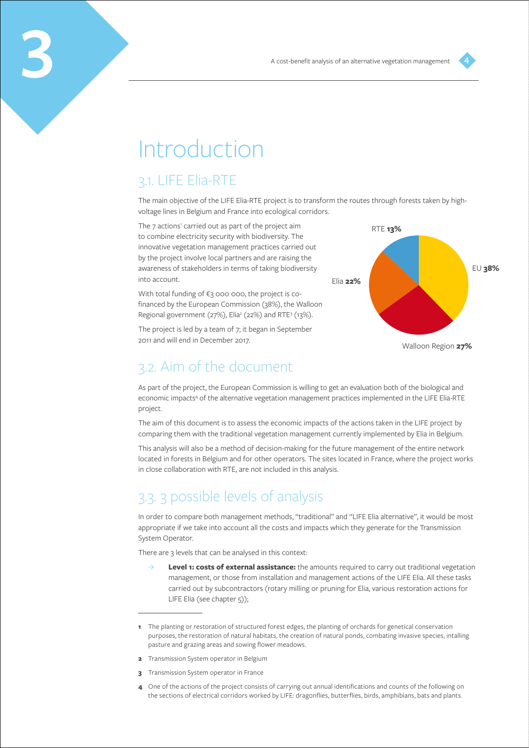# Introduction

## 3.1. LIFE Elia-RTE

The main objective of the LIFE Elia-RTE project is to transform the routes through forests taken by high-voltage lines in Belgium and France into ecological corridors.

The 7 actions[1] carried out as part of the project aim to combine electricity security with biodiversity. The innovative vegetation management practices carried out by the project involve local partners and are raising the awareness of stakeholders in terms of taking biodiversity into account.

With total funding of €3 000 000, the project is co-financed by the European Commission (38%), the Walloon Regional government (27%), Elia[2] (22%) and RTE[3] (13%).

The project is led by a team of 7; it began in September 2011 and will end in December 2017.

RTE **13%**
EU **38%**
Elia **22%**
Walloon Region **27%**

## 3.2. Aim of the document

As part of the project, the European Commission is willing to get an evaluation both of the biological and economic impacts[4] of the alternative vegetation management practices implemented in the LIFE Elia-RTE project.

The aim of this document is to assess the economic impacts of the actions taken in the LIFE project by comparing them with the traditional vegetation management currently implemented by Elia in Belgium.

This analysis will also be a method of decision-making for the future management of the entire network located in forests in Belgium and for other operators. The sites located in France, where the project works in close collaboration with RTE, are not included in this analysis.

## 3.3. 3 possible levels of analysis

In order to compare both management methods, "traditional" and "LIFE Elia alternative", it would be most appropriate if we take into account all the costs and impacts which they generate for the Transmission System Operator.

There are 3 levels that can be analysed in this context:

- **Level 1: costs of external assistance:** the amounts required to carry out traditional vegetation management, or those from installation and management actions of the LIFE Elia. All these tasks carried out by subcontractors (rotary milling or pruning for Elia, various restoration actions for LIFE Elia (see chapter 5));

---

**1** The planting or restoration of structured forest edges, the planting of orchards for genetical conservation purposes, the restoration of natural habitats, the creation of natural ponds, combating invasive species, intalling pasture and grazing areas and sowing flower meadows.

**2** Transmission System operator in Belgium

**3** Transmission System operator in France

**4** One of the actions of the project consists of carrying out annual identifications and counts of the following on the sections of electrical corridors worked by LIFE: dragonflies, butterflies, birds, amphibians, bats and plants.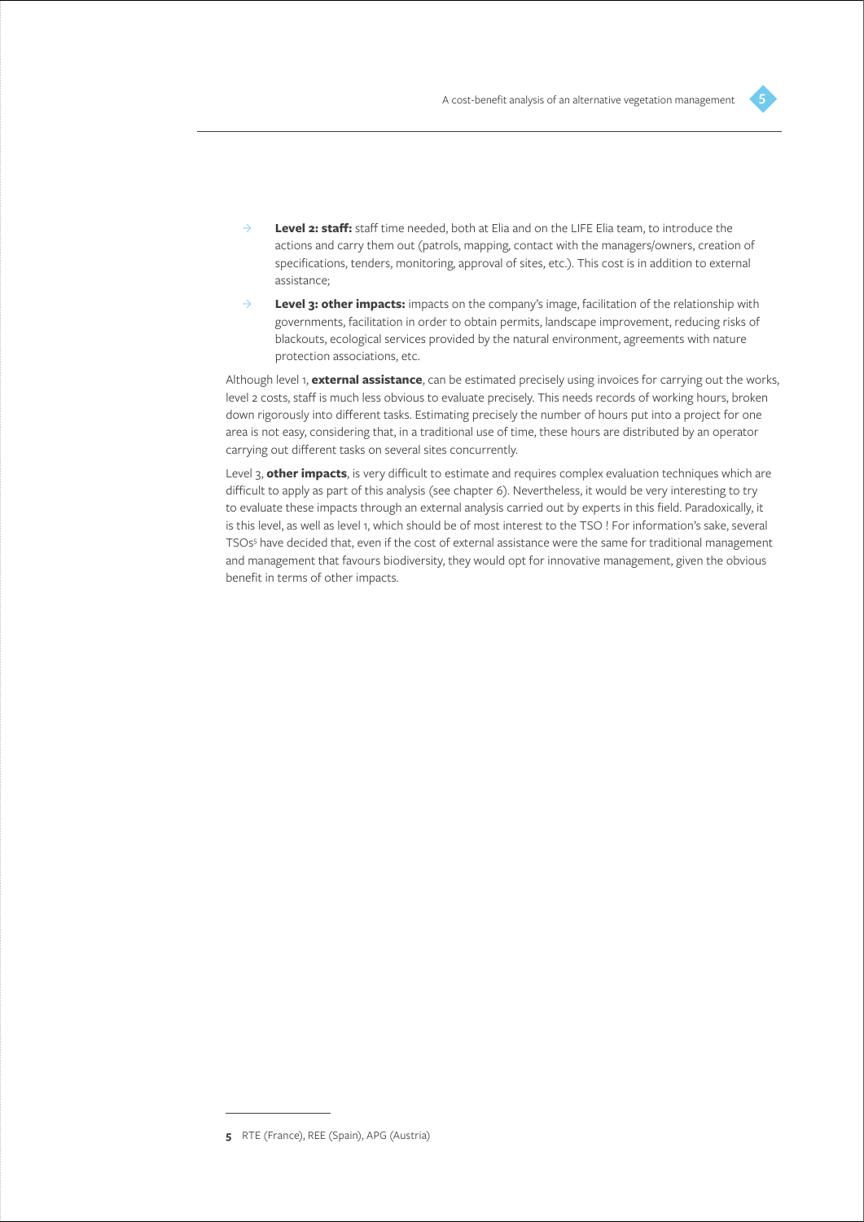- **Level 2: staff:** staff time needed, both at Elia and on the LIFE Elia team, to introduce the actions and carry them out (patrols, mapping, contact with the managers/owners, creation of specifications, tenders, monitoring, approval of sites, etc.). This cost is in addition to external assistance;
- **Level 3: other impacts:** impacts on the company's image, facilitation of the relationship with governments, facilitation in order to obtain permits, landscape improvement, reducing risks of blackouts, ecological services provided by the natural environment, agreements with nature protection associations, etc.

Although level 1, **external assistance**, can be estimated precisely using invoices for carrying out the works, level 2 costs, staff is much less obvious to evaluate precisely. This needs records of working hours, broken down rigorously into different tasks. Estimating precisely the number of hours put into a project for one area is not easy, considering that, in a traditional use of time, these hours are distributed by an operator carrying out different tasks on several sites concurrently.

Level 3, **other impacts**, is very difficult to estimate and requires complex evaluation techniques which are difficult to apply as part of this analysis (see chapter 6). Nevertheless, it would be very interesting to try to evaluate these impacts through an external analysis carried out by experts in this field. Paradoxically, it is this level, as well as level 1, which should be of most interest to the TSO ! For information's sake, several TSOs[5] have decided that, even if the cost of external assistance were the same for traditional management and management that favours biodiversity, they would opt for innovative management, given the obvious benefit in terms of other impacts.

---

**5** RTE (France), REE (Spain), APG (Austria)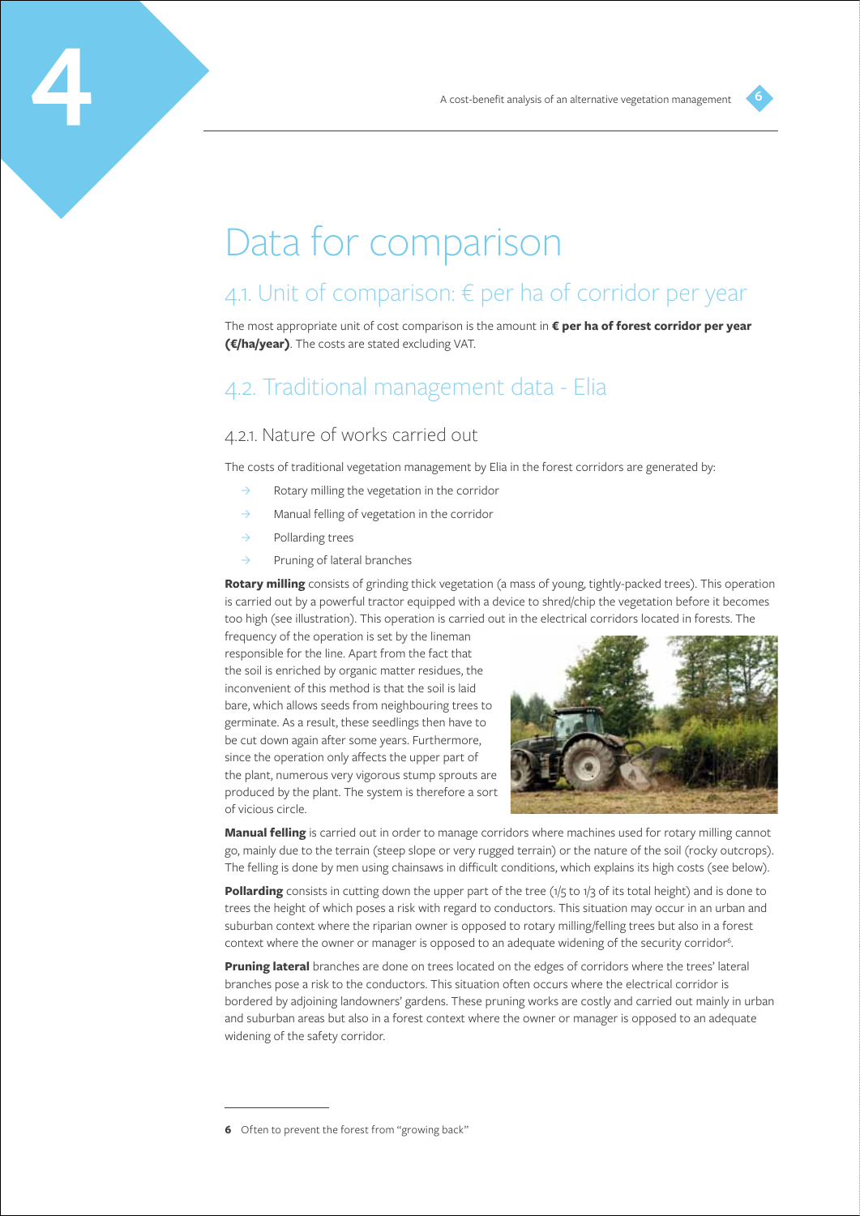# Data for comparison

## 4.1. Unit of comparison: € per ha of corridor per year

The most appropriate unit of cost comparison is the amount in **€ per ha of forest corridor per year (€/ha/year)**. The costs are stated excluding VAT.

## 4.2. Traditional management data - Elia

### 4.2.1. Nature of works carried out

The costs of traditional vegetation management by Elia in the forest corridors are generated by:

- Rotary milling the vegetation in the corridor
- Manual felling of vegetation in the corridor
- Pollarding trees
- Pruning of lateral branches

**Rotary milling** consists of grinding thick vegetation (a mass of young, tightly-packed trees). This operation is carried out by a powerful tractor equipped with a device to shred/chip the vegetation before it becomes too high (see illustration). This operation is carried out in the electrical corridors located in forests. The frequency of the operation is set by the lineman responsible for the line. Apart from the fact that the soil is enriched by organic matter residues, the inconvenient of this method is that the soil is laid bare, which allows seeds from neighbouring trees to germinate. As a result, these seedlings then have to be cut down again after some years. Furthermore, since the operation only affects the upper part of the plant, numerous very vigorous stump sprouts are produced by the plant. The system is therefore a sort of vicious circle.

**Manual felling** is carried out in order to manage corridors where machines used for rotary milling cannot go, mainly due to the terrain (steep slope or very rugged terrain) or the nature of the soil (rocky outcrops). The felling is done by men using chainsaws in difficult conditions, which explains its high costs (see below).

**Pollarding** consists in cutting down the upper part of the tree (1/5 to 1/3 of its total height) and is done to trees the height of which poses a risk with regard to conductors. This situation may occur in an urban and suburban context where the riparian owner is opposed to rotary milling/felling trees but also in a forest context where the owner or manager is opposed to an adequate widening of the security corridor[6].

**Pruning lateral** branches are done on trees located on the edges of corridors where the trees' lateral branches pose a risk to the conductors. This situation often occurs where the electrical corridor is bordered by adjoining landowners' gardens. These pruning works are costly and carried out mainly in urban and suburban areas but also in a forest context where the owner or manager is opposed to an adequate widening of the safety corridor.

---

**6** Often to prevent the forest from "growing back"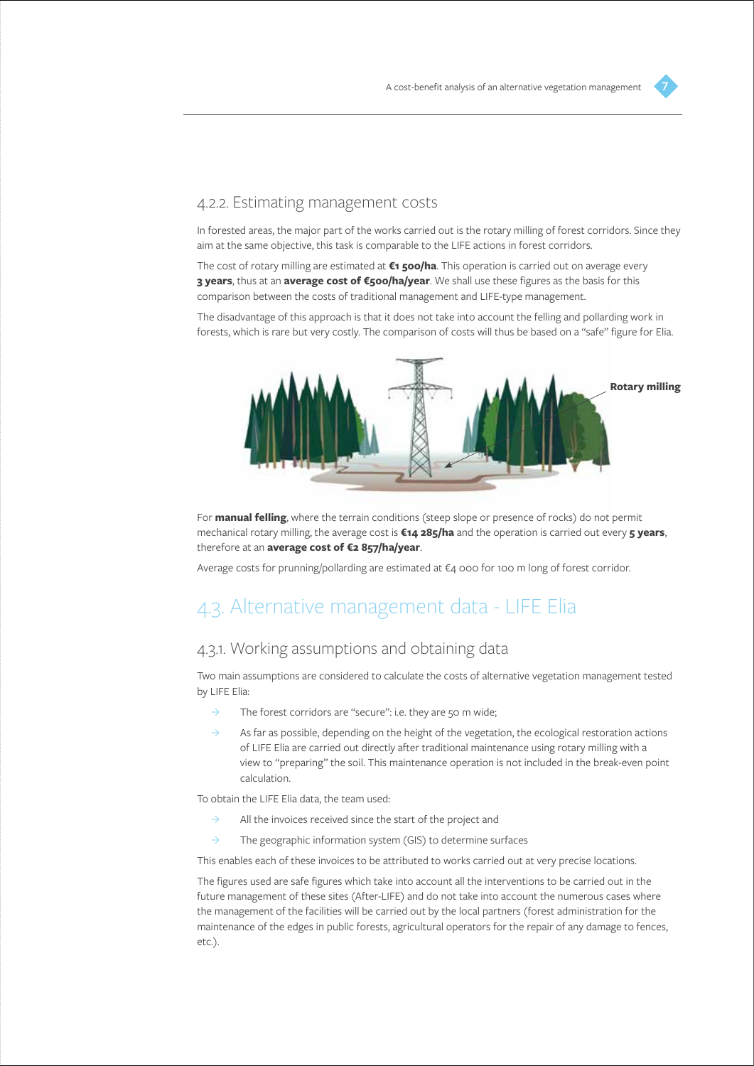### 4.2.2. Estimating management costs

In forested areas, the major part of the works carried out is the rotary milling of forest corridors. Since they aim at the same objective, this task is comparable to the LIFE actions in forest corridors.

The cost of rotary milling are estimated at **€1 500/ha**. This operation is carried out on average every **3 years**, thus at an **average cost of €500/ha/year**. We shall use these figures as the basis for this comparison between the costs of traditional management and LIFE-type management.

The disadvantage of this approach is that it does not take into account the felling and pollarding work in forests, which is rare but very costly. The comparison of costs will thus be based on a "safe" figure for Elia.

**Rotary milling**

For **manual felling**, where the terrain conditions (steep slope or presence of rocks) do not permit mechanical rotary milling, the average cost is **€14 285/ha** and the operation is carried out every **5 years**, therefore at an **average cost of €2 857/ha/year**.

Average costs for prunning/pollarding are estimated at €4 000 for 100 m long of forest corridor.

## 4.3. Alternative management data - LIFE Elia

### 4.3.1. Working assumptions and obtaining data

Two main assumptions are considered to calculate the costs of alternative vegetation management tested by LIFE Elia:

- The forest corridors are "secure": i.e. they are 50 m wide;
- As far as possible, depending on the height of the vegetation, the ecological restoration actions of LIFE Elia are carried out directly after traditional maintenance using rotary milling with a view to "preparing" the soil. This maintenance operation is not included in the break-even point calculation.

To obtain the LIFE Elia data, the team used:

- All the invoices received since the start of the project and
- The geographic information system (GIS) to determine surfaces

This enables each of these invoices to be attributed to works carried out at very precise locations.

The figures used are safe figures which take into account all the interventions to be carried out in the future management of these sites (After-LIFE) and do not take into account the numerous cases where the management of the facilities will be carried out by the local partners (forest administration for the maintenance of the edges in public forests, agricultural operators for the repair of any damage to fences, etc.).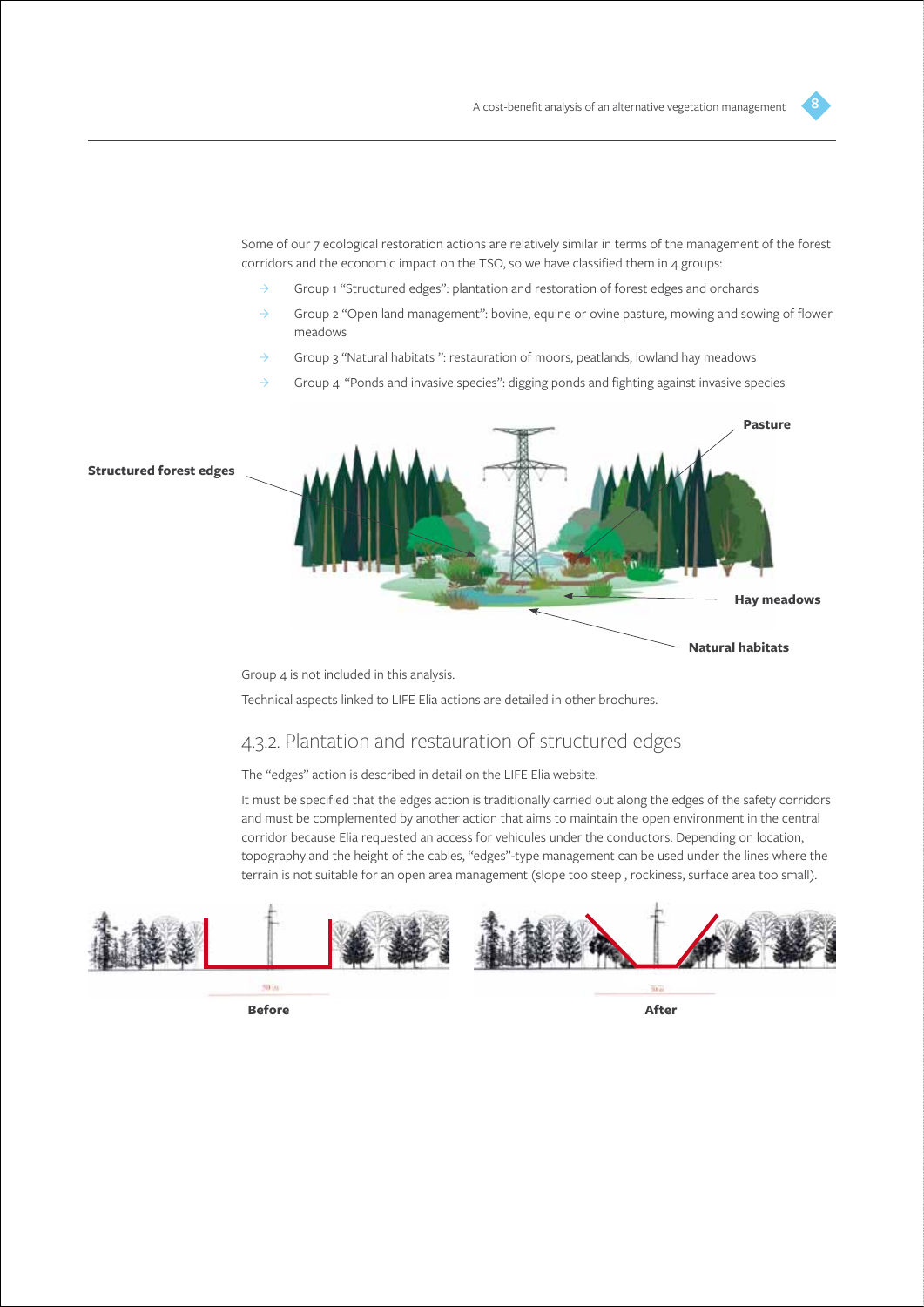Some of our 7 ecological restoration actions are relatively similar in terms of the management of the forest corridors and the economic impact on the TSO, so we have classified them in 4 groups:

- Group 1 "Structured edges": plantation and restoration of forest edges and orchards
- Group 2 "Open land management": bovine, equine or ovine pasture, mowing and sowing of flower meadows
- Group 3 "Natural habitats ": restauration of moors, peatlands, lowland hay meadows
- Group 4 "Ponds and invasive species": digging ponds and fighting against invasive species

Group 4 is not included in this analysis.

Technical aspects linked to LIFE Elia actions are detailed in other brochures.

## 4.3.2. Plantation and restauration of structured edges

The "edges" action is described in detail on the LIFE Elia website.

It must be specified that the edges action is traditionally carried out along the edges of the safety corridors and must be complemented by another action that aims to maintain the open environment in the central corridor because Elia requested an access for vehicules under the conductors. Depending on location, topography and the height of the cables, "edges"-type management can be used under the lines where the terrain is not suitable for an open area management (slope too steep , rockiness, surface area too small).

**Before** **After**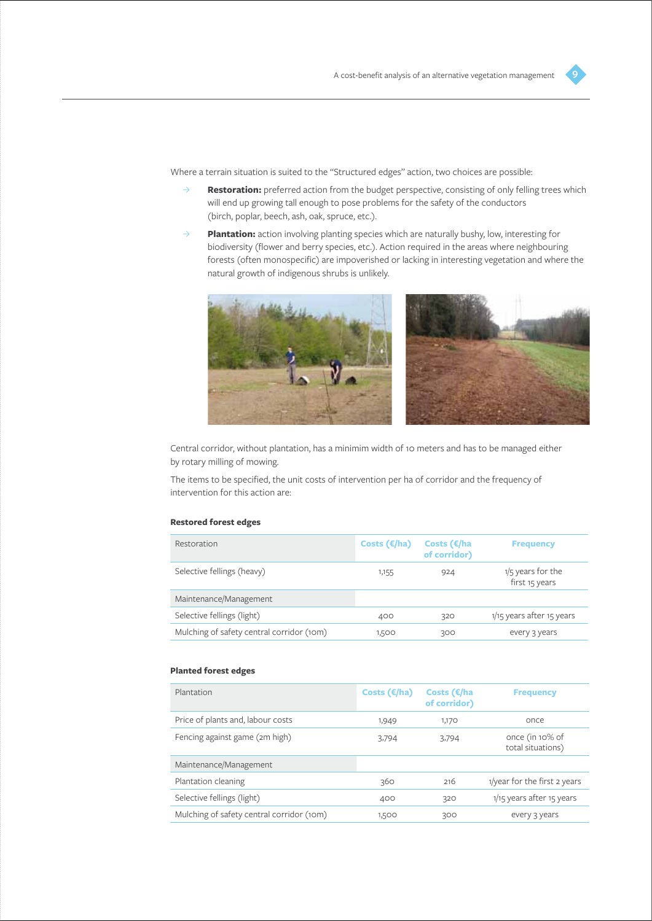Where a terrain situation is suited to the "Structured edges" action, two choices are possible:

- **Restoration:** preferred action from the budget perspective, consisting of only felling trees which will end up growing tall enough to pose problems for the safety of the conductors (birch, poplar, beech, ash, oak, spruce, etc.).
- **Plantation:** action involving planting species which are naturally bushy, low, interesting for biodiversity (flower and berry species, etc.). Action required in the areas where neighbouring forests (often monospecific) are impoverished or lacking in interesting vegetation and where the natural growth of indigenous shrubs is unlikely.

Central corridor, without plantation, has a minimim width of 10 meters and has to be managed either by rotary milling of mowing.

The items to be specified, the unit costs of intervention per ha of corridor and the frequency of intervention for this action are:

**Restored forest edges**

| Restoration | Costs (€/ha) | Costs (€/ha of corridor) | Frequency |
|---|---|---|---|
| Selective fellings (heavy) | 1,155 | 924 | 1/5 years for the first 15 years |
| Maintenance/Management | | | |
| Selective fellings (light) | 400 | 320 | 1/15 years after 15 years |
| Mulching of safety central corridor (10m) | 1,500 | 300 | every 3 years |

**Planted forest edges**

| Plantation | Costs (€/ha) | Costs (€/ha of corridor) | Frequency |
|---|---|---|---|
| Price of plants and, labour costs | 1,949 | 1,170 | once |
| Fencing against game (2m high) | 3,794 | 3,794 | once (in 10% of total situations) |
| Maintenance/Management | | | |
| Plantation cleaning | 360 | 216 | 1/year for the first 2 years |
| Selective fellings (light) | 400 | 320 | 1/15 years after 15 years |
| Mulching of safety central corridor (10m) | 1,500 | 300 | every 3 years |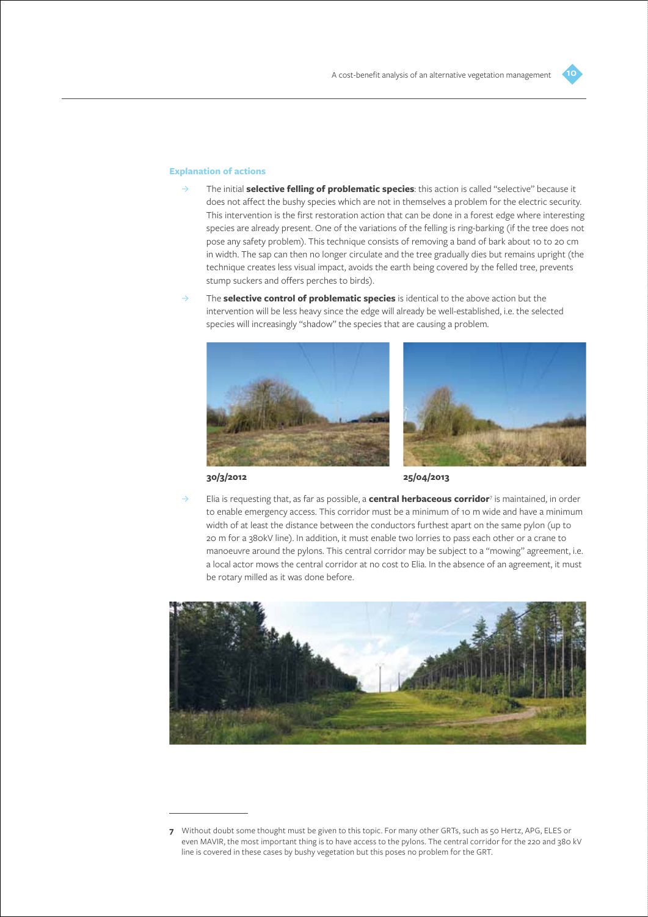#### Explanation of actions

- The initial **selective felling of problematic species**: this action is called "selective" because it does not affect the bushy species which are not in themselves a problem for the electric security. This intervention is the first restoration action that can be done in a forest edge where interesting species are already present. One of the variations of the felling is ring-barking (if the tree does not pose any safety problem). This technique consists of removing a band of bark about 10 to 20 cm in width. The sap can then no longer circulate and the tree gradually dies but remains upright (the technique creates less visual impact, avoids the earth being covered by the felled tree, prevents stump suckers and offers perches to birds).
- The **selective control of problematic species** is identical to the above action but the intervention will be less heavy since the edge will already be well-established, i.e. the selected species will increasingly "shadow" the species that are causing a problem.

**30/3/2012**

**25/04/2013**

- Elia is requesting that, as far as possible, a **central herbaceous corridor**[7] is maintained, in order to enable emergency access. This corridor must be a minimum of 10 m wide and have a minimum width of at least the distance between the conductors furthest apart on the same pylon (up to 20 m for a 380kV line). In addition, it must enable two lorries to pass each other or a crane to manoeuvre around the pylons. This central corridor may be subject to a "mowing" agreement, i.e. a local actor mows the central corridor at no cost to Elia. In the absence of an agreement, it must be rotary milled as it was done before.

---

**7** Without doubt some thought must be given to this topic. For many other GRTs, such as 50 Hertz, APG, ELES or even MAVIR, the most important thing is to have access to the pylons. The central corridor for the 220 and 380 kV line is covered in these cases by bushy vegetation but this poses no problem for the GRT.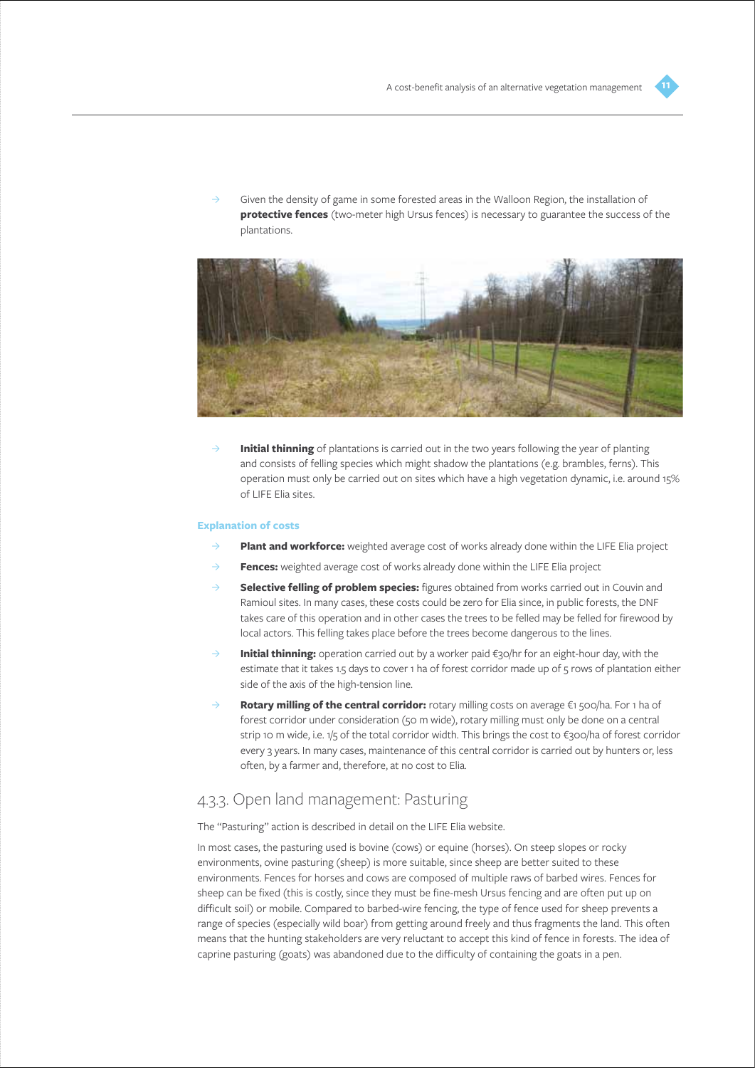- Given the density of game in some forested areas in the Walloon Region, the installation of **protective fences** (two-meter high Ursus fences) is necessary to guarantee the success of the plantations.

- **Initial thinning** of plantations is carried out in the two years following the year of planting and consists of felling species which might shadow the plantations (e.g. brambles, ferns). This operation must only be carried out on sites which have a high vegetation dynamic, i.e. around 15% of LIFE Elia sites.

**Explanation of costs**

- **Plant and workforce:** weighted average cost of works already done within the LIFE Elia project
- **Fences:** weighted average cost of works already done within the LIFE Elia project
- **Selective felling of problem species:** figures obtained from works carried out in Couvin and Ramioul sites. In many cases, these costs could be zero for Elia since, in public forests, the DNF takes care of this operation and in other cases the trees to be felled may be felled for firewood by local actors. This felling takes place before the trees become dangerous to the lines.
- **Initial thinning:** operation carried out by a worker paid €30/hr for an eight-hour day, with the estimate that it takes 1.5 days to cover 1 ha of forest corridor made up of 5 rows of plantation either side of the axis of the high-tension line.
- **Rotary milling of the central corridor:** rotary milling costs on average €1 500/ha. For 1 ha of forest corridor under consideration (50 m wide), rotary milling must only be done on a central strip 10 m wide, i.e. 1/5 of the total corridor width. This brings the cost to €300/ha of forest corridor every 3 years. In many cases, maintenance of this central corridor is carried out by hunters or, less often, by a farmer and, therefore, at no cost to Elia.

### 4.3.3. Open land management: Pasturing

The "Pasturing" action is described in detail on the LIFE Elia website.

In most cases, the pasturing used is bovine (cows) or equine (horses). On steep slopes or rocky environments, ovine pasturing (sheep) is more suitable, since sheep are better suited to these environments. Fences for horses and cows are composed of multiple raws of barbed wires. Fences for sheep can be fixed (this is costly, since they must be fine-mesh Ursus fencing and are often put up on difficult soil) or mobile. Compared to barbed-wire fencing, the type of fence used for sheep prevents a range of species (especially wild boar) from getting around freely and thus fragments the land. This often means that the hunting stakeholders are very reluctant to accept this kind of fence in forests. The idea of caprine pasturing (goats) was abandoned due to the difficulty of containing the goats in a pen.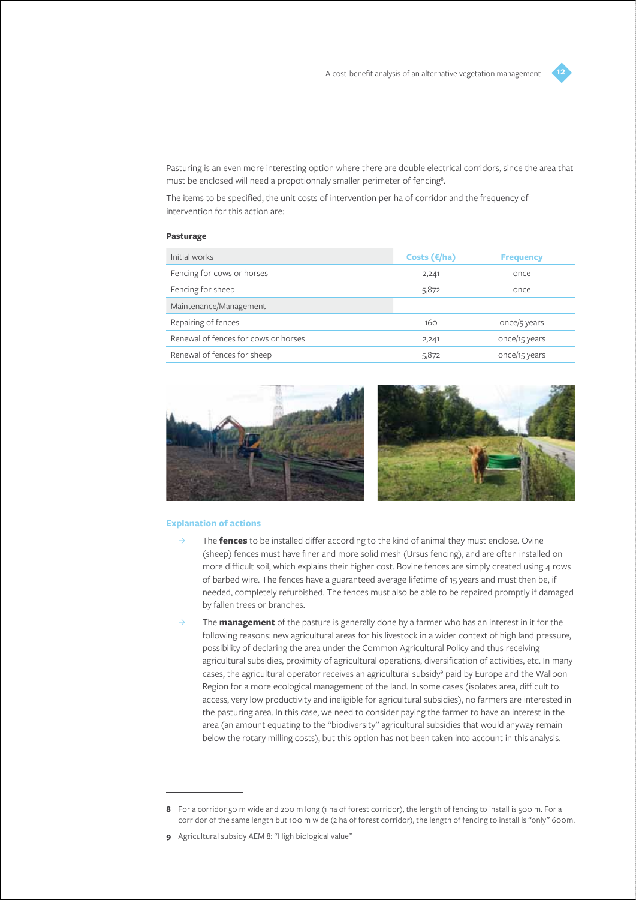Pasturing is an even more interesting option where there are double electrical corridors, since the area that must be enclosed will need a propotionnaly smaller perimeter of fencing[8].

The items to be specified, the unit costs of intervention per ha of corridor and the frequency of intervention for this action are:

**Pasturage**

| Initial works | Costs (€/ha) | Frequency |
|---|---|---|
| Fencing for cows or horses | 2,241 | once |
| Fencing for sheep | 5,872 | once |
| Maintenance/Management | | |
| Repairing of fences | 160 | once/5 years |
| Renewal of fences for cows or horses | 2,241 | once/15 years |
| Renewal of fences for sheep | 5,872 | once/15 years |

#### Explanation of actions

- The **fences** to be installed differ according to the kind of animal they must enclose. Ovine (sheep) fences must have finer and more solid mesh (Ursus fencing), and are often installed on more difficult soil, which explains their higher cost. Bovine fences are simply created using 4 rows of barbed wire. The fences have a guaranteed average lifetime of 15 years and must then be, if needed, completely refurbished. The fences must also be able to be repaired promptly if damaged by fallen trees or branches.
- The **management** of the pasture is generally done by a farmer who has an interest in it for the following reasons: new agricultural areas for his livestock in a wider context of high land pressure, possibility of declaring the area under the Common Agricultural Policy and thus receiving agricultural subsidies, proximity of agricultural operations, diversification of activities, etc. In many cases, the agricultural operator receives an agricultural subsidy[9] paid by Europe and the Walloon Region for a more ecological management of the land. In some cases (isolates area, difficult to access, very low productivity and ineligible for agricultural subsidies), no farmers are interested in the pasturing area. In this case, we need to consider paying the farmer to have an interest in the area (an amount equating to the "biodiversity" agricultural subsidies that would anyway remain below the rotary milling costs), but this option has not been taken into account in this analysis.

---

**8** For a corridor 50 m wide and 200 m long (1 ha of forest corridor), the length of fencing to install is 500 m. For a corridor of the same length but 100 m wide (2 ha of forest corridor), the length of fencing to install is "only" 600m.

**9** Agricultural subsidy AEM 8: "High biological value"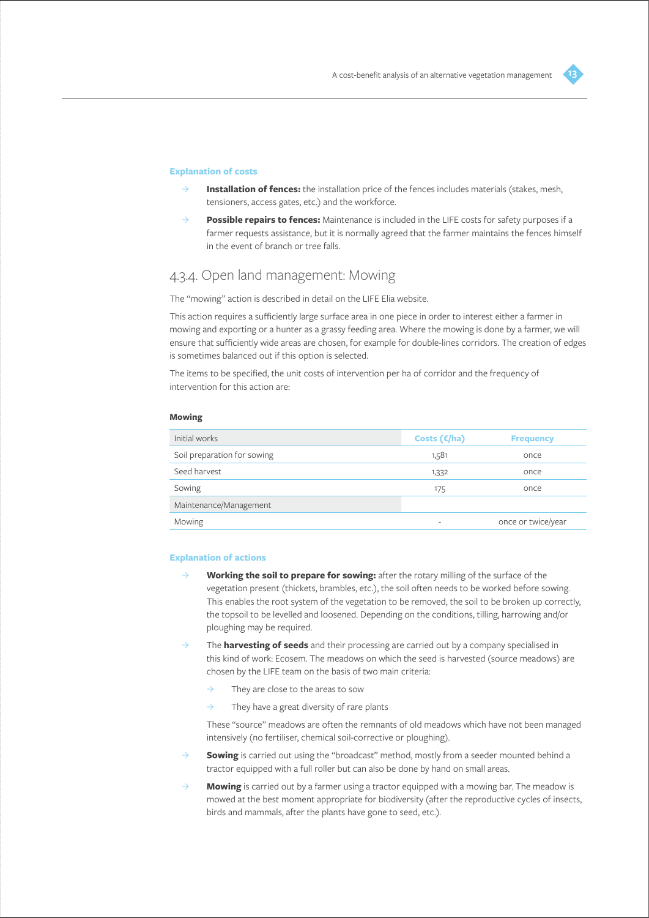#### Explanation of costs

- **Installation of fences:** the installation price of the fences includes materials (stakes, mesh, tensioners, access gates, etc.) and the workforce.
- **Possible repairs to fences:** Maintenance is included in the LIFE costs for safety purposes if a farmer requests assistance, but it is normally agreed that the farmer maintains the fences himself in the event of branch or tree falls.

## 4.3.4. Open land management: Mowing

The "mowing" action is described in detail on the LIFE Elia website.

This action requires a sufficiently large surface area in one piece in order to interest either a farmer in mowing and exporting or a hunter as a grassy feeding area. Where the mowing is done by a farmer, we will ensure that sufficiently wide areas are chosen, for example for double-lines corridors. The creation of edges is sometimes balanced out if this option is selected.

The items to be specified, the unit costs of intervention per ha of corridor and the frequency of intervention for this action are:

**Mowing**

| Initial works | Costs (€/ha) | Frequency |
|---|---|---|
| Soil preparation for sowing | 1,581 | once |
| Seed harvest | 1,332 | once |
| Sowing | 175 | once |
| Maintenance/Management | | |
| Mowing | - | once or twice/year |

#### Explanation of actions

- **Working the soil to prepare for sowing:** after the rotary milling of the surface of the vegetation present (thickets, brambles, etc.), the soil often needs to be worked before sowing. This enables the root system of the vegetation to be removed, the soil to be broken up correctly, the topsoil to be levelled and loosened. Depending on the conditions, tilling, harrowing and/or ploughing may be required.
- The **harvesting of seeds** and their processing are carried out by a company specialised in this kind of work: Ecosem. The meadows on which the seed is harvested (source meadows) are chosen by the LIFE team on the basis of two main criteria:
  - They are close to the areas to sow
  - They have a great diversity of rare plants

  These "source" meadows are often the remnants of old meadows which have not been managed intensively (no fertiliser, chemical soil-corrective or ploughing).
- **Sowing** is carried out using the "broadcast" method, mostly from a seeder mounted behind a tractor equipped with a full roller but can also be done by hand on small areas.
- **Mowing** is carried out by a farmer using a tractor equipped with a mowing bar. The meadow is mowed at the best moment appropriate for biodiversity (after the reproductive cycles of insects, birds and mammals, after the plants have gone to seed, etc.).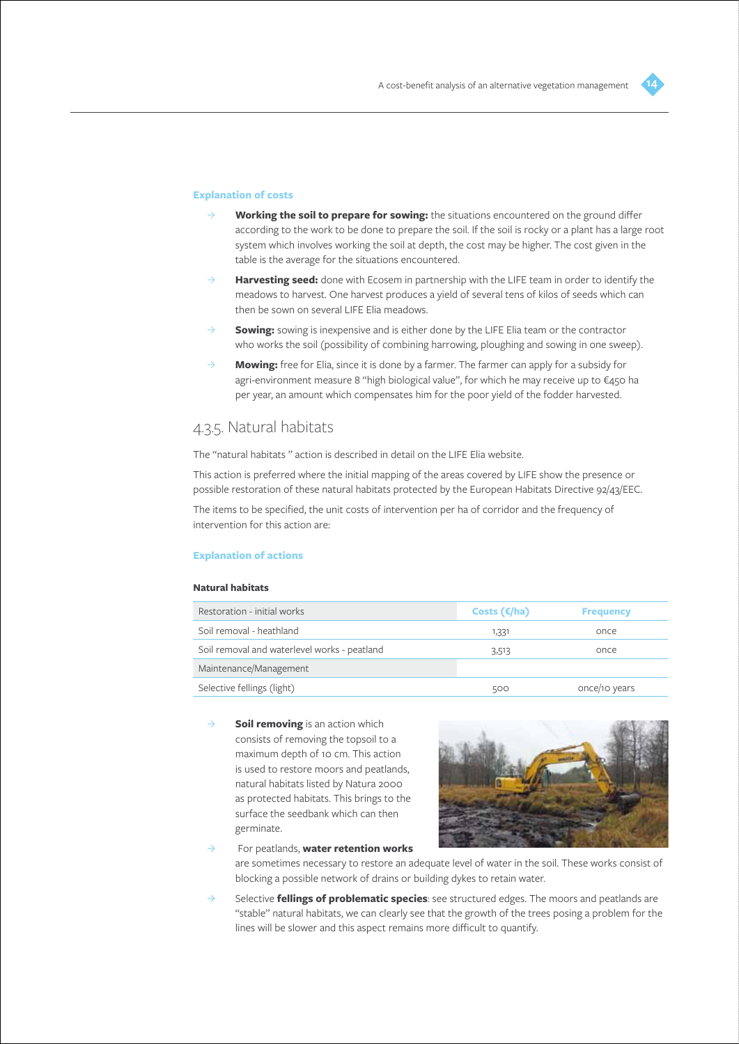#### Explanation of costs

- **Working the soil to prepare for sowing:** the situations encountered on the ground differ according to the work to be done to prepare the soil. If the soil is rocky or a plant has a large root system which involves working the soil at depth, the cost may be higher. The cost given in the table is the average for the situations encountered.
- **Harvesting seed:** done with Ecosem in partnership with the LIFE team in order to identify the meadows to harvest. One harvest produces a yield of several tens of kilos of seeds which can then be sown on several LIFE Elia meadows.
- **Sowing:** sowing is inexpensive and is either done by the LIFE Elia team or the contractor who works the soil (possibility of combining harrowing, ploughing and sowing in one sweep).
- **Mowing:** free for Elia, since it is done by a farmer. The farmer can apply for a subsidy for agri-environment measure 8 "high biological value", for which he may receive up to €450 ha per year, an amount which compensates him for the poor yield of the fodder harvested.

## 4.3.5. Natural habitats

The "natural habitats " action is described in detail on the LIFE Elia website.

This action is preferred where the initial mapping of the areas covered by LIFE show the presence or possible restoration of these natural habitats protected by the European Habitats Directive 92/43/EEC.

The items to be specified, the unit costs of intervention per ha of corridor and the frequency of intervention for this action are:

#### Explanation of actions

**Natural habitats**

| Restoration - initial works | Costs (€/ha) | Frequency |
|---|---|---|
| Soil removal - heathland | 1,331 | once |
| Soil removal and waterlevel works - peatland | 3,513 | once |
| Maintenance/Management | | |
| Selective fellings (light) | 500 | once/10 years |

- **Soil removing** is an action which consists of removing the topsoil to a maximum depth of 10 cm. This action is used to restore moors and peatlands, natural habitats listed by Natura 2000 as protected habitats. This brings to the surface the seedbank which can then germinate.
- For peatlands, **water retention works** are sometimes necessary to restore an adequate level of water in the soil. These works consist of blocking a possible network of drains or building dykes to retain water.
- Selective **fellings of problematic species**: see structured edges. The moors and peatlands are "stable" natural habitats, we can clearly see that the growth of the trees posing a problem for the lines will be slower and this aspect remains more difficult to quantify.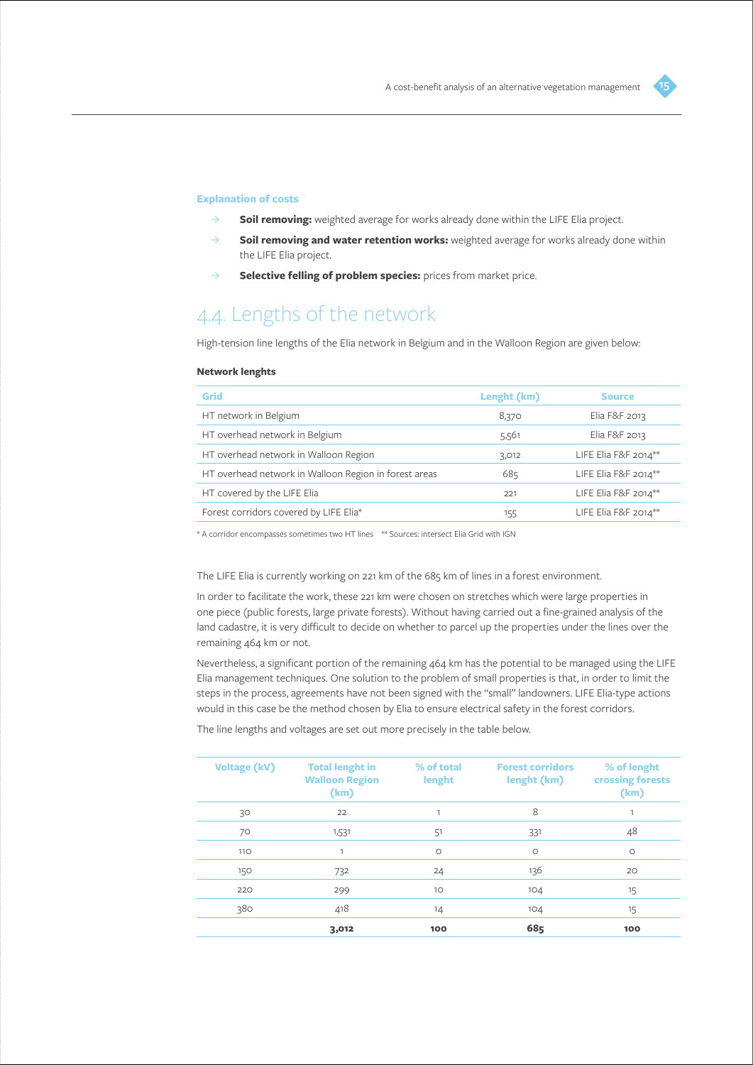**Explanation of costs**

- **Soil removing:** weighted average for works already done within the LIFE Elia project.
- **Soil removing and water retention works:** weighted average for works already done within the LIFE Elia project.
- **Selective felling of problem species:** prices from market price.

## 4.4. Lengths of the network

High-tension line lengths of the Elia network in Belgium and in the Walloon Region are given below:

**Network lenghts**

| Grid | Lenght (km) | Source |
|---|---|---|
| HT network in Belgium | 8,370 | Elia F&F 2013 |
| HT overhead network in Belgium | 5,561 | Elia F&F 2013 |
| HT overhead network in Walloon Region | 3,012 | LIFE Elia F&F 2014** |
| HT overhead network in Walloon Region in forest areas | 685 | LIFE Elia F&F 2014** |
| HT covered by the LIFE Elia | 221 | LIFE Elia F&F 2014** |
| Forest corridors covered by LIFE Elia* | 155 | LIFE Elia F&F 2014** |

\* A corridor encompasses sometimes two HT lines  ** Sources: intersect Elia Grid with IGN

The LIFE Elia is currently working on 221 km of the 685 km of lines in a forest environment.

In order to facilitate the work, these 221 km were chosen on stretches which were large properties in one piece (public forests, large private forests). Without having carried out a fine-grained analysis of the land cadastre, it is very difficult to decide on whether to parcel up the properties under the lines over the remaining 464 km or not.

Nevertheless, a significant portion of the remaining 464 km has the potential to be managed using the LIFE Elia management techniques. One solution to the problem of small properties is that, in order to limit the steps in the process, agreements have not been signed with the "small" landowners. LIFE Elia-type actions would in this case be the method chosen by Elia to ensure electrical safety in the forest corridors.

The line lengths and voltages are set out more precisely in the table below.

| Voltage (kV) | Total lenght in Walloon Region (km) | % of total lenght | Forest corridors lenght (km) | % of lenght crossing forests (km) |
|---|---|---|---|---|
| 30 | 22 | 1 | 8 | 1 |
| 70 | 1,531 | 51 | 331 | 48 |
| 110 | 1 | 0 | 0 | 0 |
| 150 | 732 | 24 | 136 | 20 |
| 220 | 299 | 10 | 104 | 15 |
| 380 | 418 | 14 | 104 | 15 |
| | **3,012** | **100** | **685** | **100** |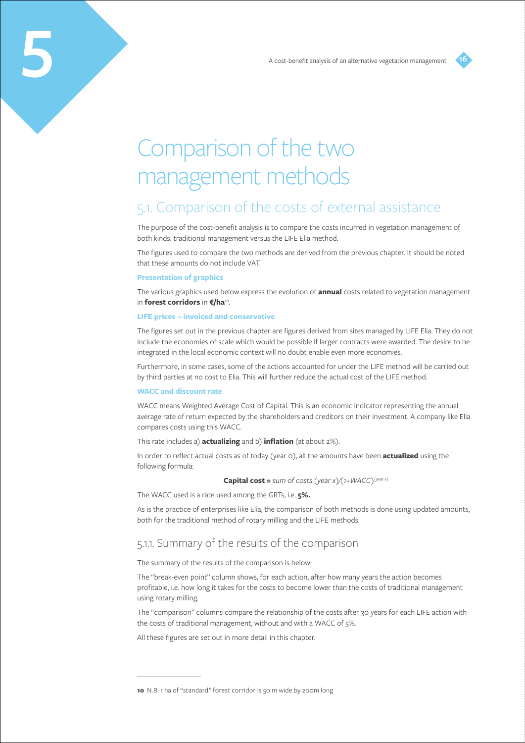# 5 Comparison of the two management methods

## 5.1. Comparison of the costs of external assistance

The purpose of the cost-benefit analysis is to compare the costs incurred in vegetation management of both kinds: traditional management versus the LIFE Elia method.

The figures used to compare the two methods are derived from the previous chapter. It should be noted that these amounts do not include VAT.

**Presentation of graphics**

The various graphics used below express the evolution of **annual** costs related to vegetation management in **forest corridors** in **€/ha**[10].

**LIFE prices – invoiced and conservative**

The figures set out in the previous chapter are figures derived from sites managed by LIFE Elia. They do not include the economies of scale which would be possible if larger contracts were awarded. The desire to be integrated in the local economic context will no doubt enable even more economies.

Furthermore, in some cases, some of the actions accounted for under the LIFE method will be carried out by third parties at no cost to Elia. This will further reduce the actual cost of the LIFE method.

**WACC and discount rate**

WACC means Weighted Average Cost of Capital. This is an economic indicator representing the annual average rate of return expected by the shareholders and creditors on their investment. A company like Elia compares costs using this WACC.

This rate includes a) **actualizing** and b) **inflation** (at about 2%).

In order to reflect actual costs as of today (year 0), all the amounts have been **actualized** using the following formula:

**Capital cost =** *sum of costs (year x)/(1+WACC)*$^{(year\ x)}$

The WACC used is a rate used among the GRTs, i.e. **5%.**

As is the practice of enterprises like Elia, the comparison of both methods is done using updated amounts, both for the traditional method of rotary milling and the LIFE methods.

### 5.1.1. Summary of the results of the comparison

The summary of the results of the comparison is below:

The "break-even point" column shows, for each action, after how many years the action becomes profitable, i.e. how long it takes for the costs to become lower than the costs of traditional management using rotary milling.

The "comparison" columns compare the relationship of the costs after 30 years for each LIFE action with the costs of traditional management, without and with a WACC of 5%.

All these figures are set out in more detail in this chapter.

---

**10** N.B. 1 ha of "standard" forest corridor is 50 m wide by 200m long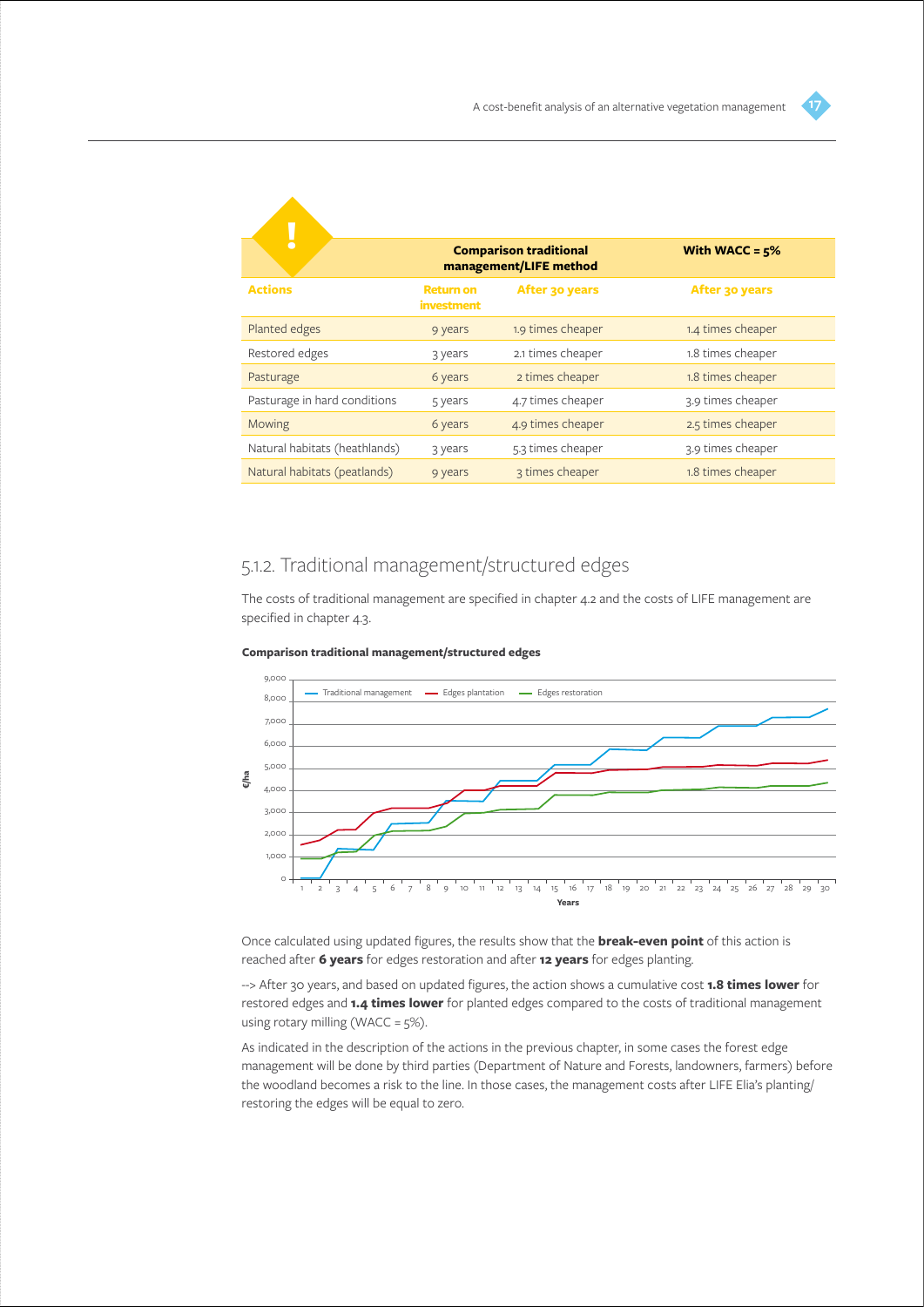| Actions | Comparison traditional management/LIFE method | | With WACC = 5% |
|---|---|---|---|
| | Return on investment | After 30 years | After 30 years |
| Planted edges | 9 years | 1.9 times cheaper | 1.4 times cheaper |
| Restored edges | 3 years | 2.1 times cheaper | 1.8 times cheaper |
| Pasturage | 6 years | 2 times cheaper | 1.8 times cheaper |
| Pasturage in hard conditions | 5 years | 4.7 times cheaper | 3.9 times cheaper |
| Mowing | 6 years | 4.9 times cheaper | 2.5 times cheaper |
| Natural habitats (heathlands) | 3 years | 5.3 times cheaper | 3.9 times cheaper |
| Natural habitats (peatlands) | 9 years | 3 times cheaper | 1.8 times cheaper |

## 5.1.2. Traditional management/structured edges

The costs of traditional management are specified in chapter 4.2 and the costs of LIFE management are specified in chapter 4.3.

**Comparison traditional management/structured edges**

Once calculated using updated figures, the results show that the **break-even point** of this action is reached after **6 years** for edges restoration and after **12 years** for edges planting.

--> After 30 years, and based on updated figures, the action shows a cumulative cost **1.8 times lower** for restored edges and **1.4 times lower** for planted edges compared to the costs of traditional management using rotary milling (WACC = 5%).

As indicated in the description of the actions in the previous chapter, in some cases the forest edge management will be done by third parties (Department of Nature and Forests, landowners, farmers) before the woodland becomes a risk to the line. In those cases, the management costs after LIFE Elia's planting/restoring the edges will be equal to zero.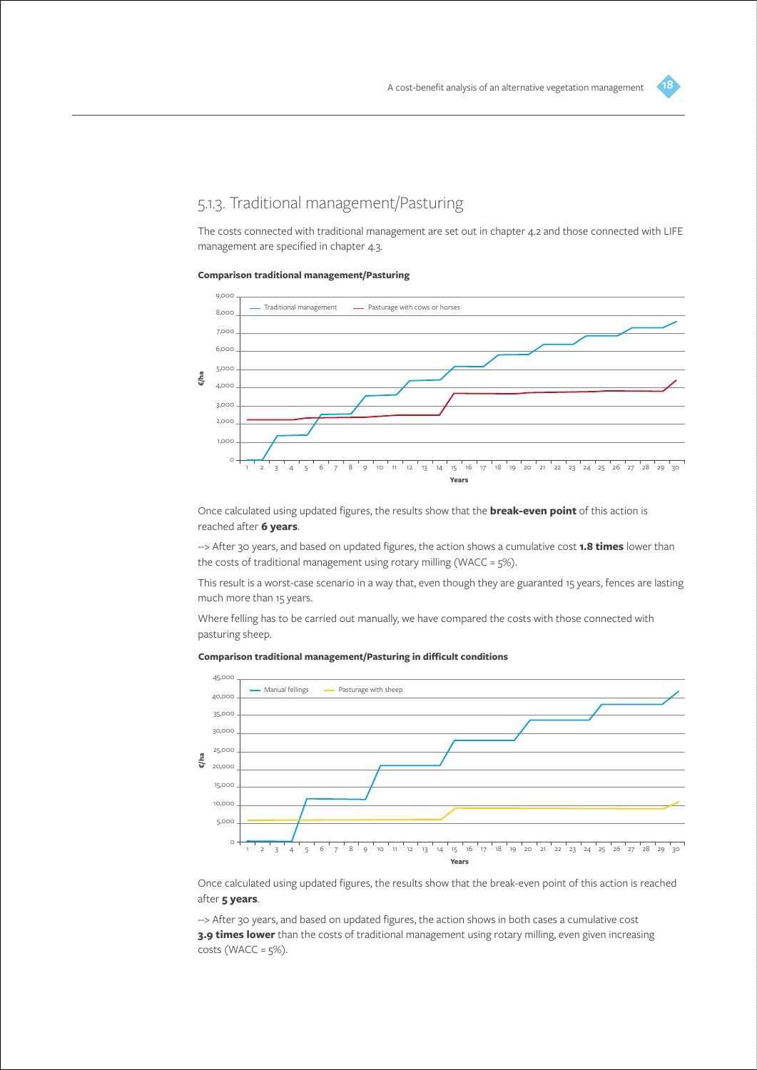## 5.1.3. Traditional management/Pasturing

The costs connected with traditional management are set out in chapter 4.2 and those connected with LIFE management are specified in chapter 4.3.

**Comparison traditional management/Pasturing**

Once calculated using updated figures, the results show that the **break-even point** of this action is reached after **6 years**.

--> After 30 years, and based on updated figures, the action shows a cumulative cost **1.8 times** lower than the costs of traditional management using rotary milling (WACC = 5%).

This result is a worst-case scenario in a way that, even though they are guaranted 15 years, fences are lasting much more than 15 years.

Where felling has to be carried out manually, we have compared the costs with those connected with pasturing sheep.

**Comparison traditional management/Pasturing in difficult conditions**

Once calculated using updated figures, the results show that the break-even point of this action is reached after **5 years**.

--> After 30 years, and based on updated figures, the action shows in both cases a cumulative cost **3.9 times lower** than the costs of traditional management using rotary milling, even given increasing costs (WACC = 5%).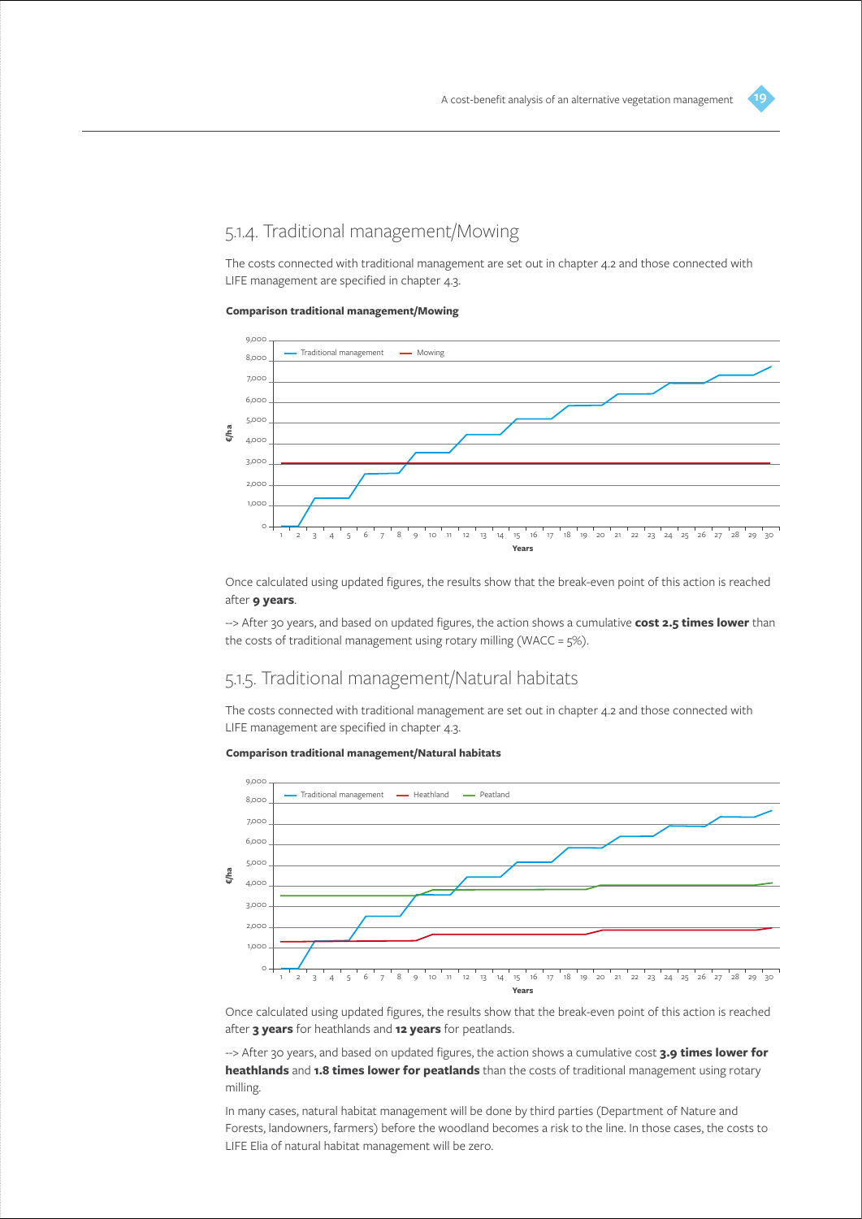## 5.1.4. Traditional management/Mowing

The costs connected with traditional management are set out in chapter 4.2 and those connected with LIFE management are specified in chapter 4.3.

**Comparison traditional management/Mowing**

Once calculated using updated figures, the results show that the break-even point of this action is reached after **9 years**.

--> After 30 years, and based on updated figures, the action shows a cumulative **cost 2.5 times lower** than the costs of traditional management using rotary milling (WACC = 5%).

## 5.1.5. Traditional management/Natural habitats

The costs connected with traditional management are set out in chapter 4.2 and those connected with LIFE management are specified in chapter 4.3.

**Comparison traditional management/Natural habitats**

Once calculated using updated figures, the results show that the break-even point of this action is reached after **3 years** for heathlands and **12 years** for peatlands.

--> After 30 years, and based on updated figures, the action shows a cumulative cost **3.9 times lower for heathlands** and **1.8 times lower for peatlands** than the costs of traditional management using rotary milling.

In many cases, natural habitat management will be done by third parties (Department of Nature and Forests, landowners, farmers) before the woodland becomes a risk to the line. In those cases, the costs to LIFE Elia of natural habitat management will be zero.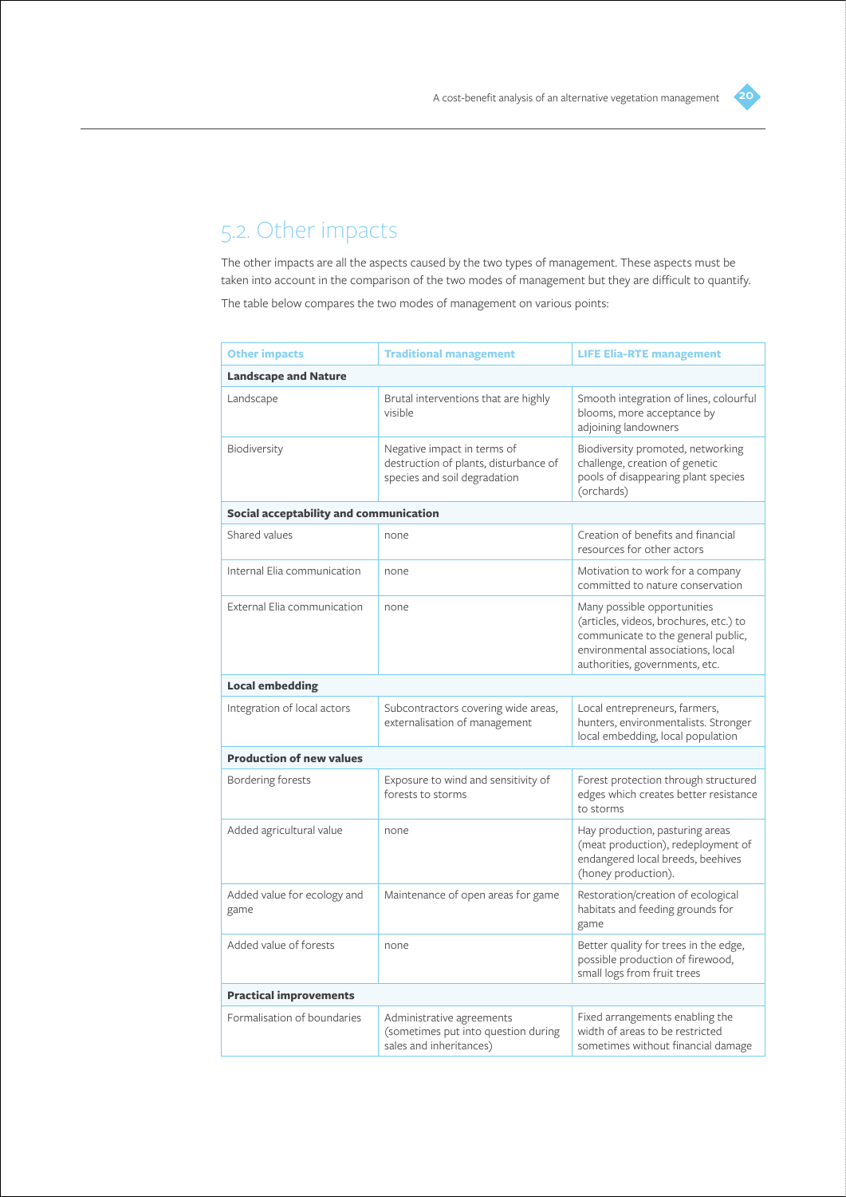## 5.2. Other impacts

The other impacts are all the aspects caused by the two types of management. These aspects must be taken into account in the comparison of the two modes of management but they are difficult to quantify.

The table below compares the two modes of management on various points:

| Other impacts | Traditional management | LIFE Elia-RTE management |
|---|---|---|
| **Landscape and Nature** | | |
| Landscape | Brutal interventions that are highly visible | Smooth integration of lines, colourful blooms, more acceptance by adjoining landowners |
| Biodiversity | Negative impact in terms of destruction of plants, disturbance of species and soil degradation | Biodiversity promoted, networking challenge, creation of genetic pools of disappearing plant species (orchards) |
| **Social acceptability and communication** | | |
| Shared values | none | Creation of benefits and financial resources for other actors |
| Internal Elia communication | none | Motivation to work for a company committed to nature conservation |
| External Elia communication | none | Many possible opportunities (articles, videos, brochures, etc.) to communicate to the general public, environmental associations, local authorities, governments, etc. |
| **Local embedding** | | |
| Integration of local actors | Subcontractors covering wide areas, externalisation of management | Local entrepreneurs, farmers, hunters, environmentalists. Stronger local embedding, local population |
| **Production of new values** | | |
| Bordering forests | Exposure to wind and sensitivity of forests to storms | Forest protection through structured edges which creates better resistance to storms |
| Added agricultural value | none | Hay production, pasturing areas (meat production), redeployment of endangered local breeds, beehives (honey production). |
| Added value for ecology and game | Maintenance of open areas for game | Restoration/creation of ecological habitats and feeding grounds for game |
| Added value of forests | none | Better quality for trees in the edge, possible production of firewood, small logs from fruit trees |
| **Practical improvements** | | |
| Formalisation of boundaries | Administrative agreements (sometimes put into question during sales and inheritances) | Fixed arrangements enabling the width of areas to be restricted sometimes without financial damage |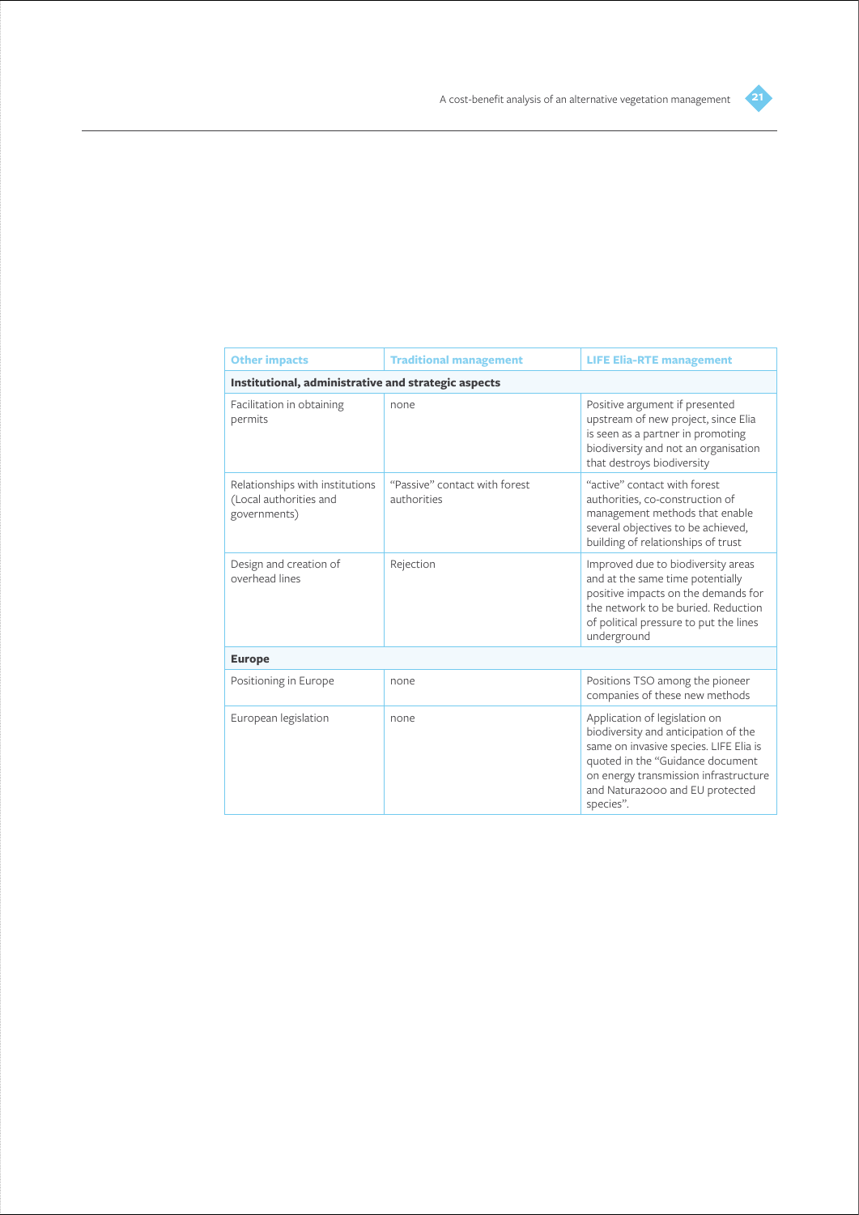| Other impacts | Traditional management | LIFE Elia-RTE management |
|---|---|---|
| **Institutional, administrative and strategic aspects** | | |
| Facilitation in obtaining permits | none | Positive argument if presented upstream of new project, since Elia is seen as a partner in promoting biodiversity and not an organisation that destroys biodiversity |
| Relationships with institutions (Local authorities and governments) | "Passive" contact with forest authorities | "active" contact with forest authorities, co-construction of management methods that enable several objectives to be achieved, building of relationships of trust |
| Design and creation of overhead lines | Rejection | Improved due to biodiversity areas and at the same time potentially positive impacts on the demands for the network to be buried. Reduction of political pressure to put the lines underground |
| **Europe** | | |
| Positioning in Europe | none | Positions TSO among the pioneer companies of these new methods |
| European legislation | none | Application of legislation on biodiversity and anticipation of the same on invasive species. LIFE Elia is quoted in the "Guidance document on energy transmission infrastructure and Natura2000 and EU protected species". |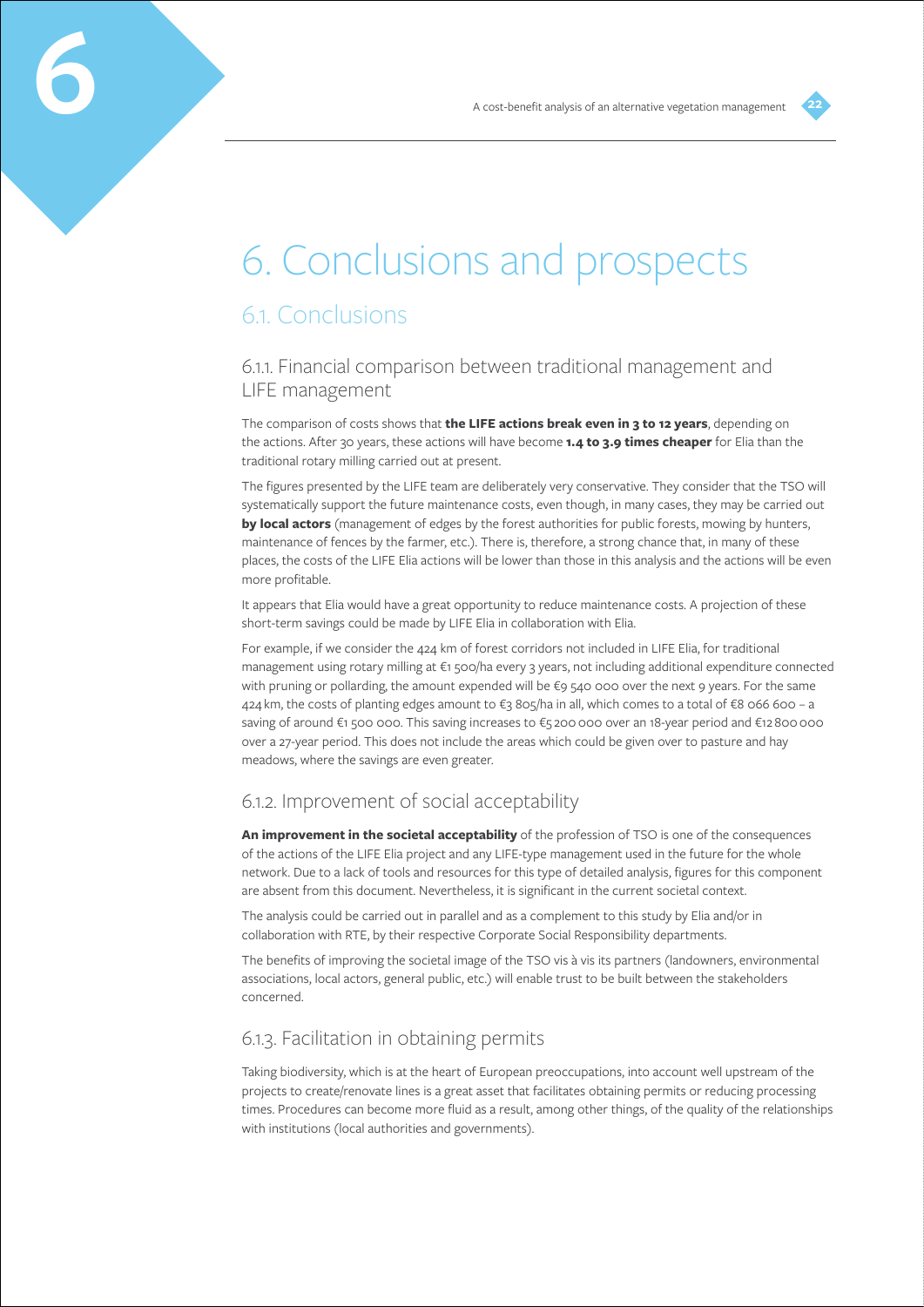# 6. Conclusions and prospects

## 6.1. Conclusions

### 6.1.1. Financial comparison between traditional management and LIFE management

The comparison of costs shows that **the LIFE actions break even in 3 to 12 years**, depending on the actions. After 30 years, these actions will have become **1.4 to 3.9 times cheaper** for Elia than the traditional rotary milling carried out at present.

The figures presented by the LIFE team are deliberately very conservative. They consider that the TSO will systematically support the future maintenance costs, even though, in many cases, they may be carried out **by local actors** (management of edges by the forest authorities for public forests, mowing by hunters, maintenance of fences by the farmer, etc.). There is, therefore, a strong chance that, in many of these places, the costs of the LIFE Elia actions will be lower than those in this analysis and the actions will be even more profitable.

It appears that Elia would have a great opportunity to reduce maintenance costs. A projection of these short-term savings could be made by LIFE Elia in collaboration with Elia.

For example, if we consider the 424 km of forest corridors not included in LIFE Elia, for traditional management using rotary milling at €1 500/ha every 3 years, not including additional expenditure connected with pruning or pollarding, the amount expended will be €9 540 000 over the next 9 years. For the same 424 km, the costs of planting edges amount to €3 805/ha in all, which comes to a total of €8 066 600 – a saving of around €1 500 000. This saving increases to €5 200 000 over an 18-year period and €12 800 000 over a 27-year period. This does not include the areas which could be given over to pasture and hay meadows, where the savings are even greater.

### 6.1.2. Improvement of social acceptability

**An improvement in the societal acceptability** of the profession of TSO is one of the consequences of the actions of the LIFE Elia project and any LIFE-type management used in the future for the whole network. Due to a lack of tools and resources for this type of detailed analysis, figures for this component are absent from this document. Nevertheless, it is significant in the current societal context.

The analysis could be carried out in parallel and as a complement to this study by Elia and/or in collaboration with RTE, by their respective Corporate Social Responsibility departments.

The benefits of improving the societal image of the TSO vis à vis its partners (landowners, environmental associations, local actors, general public, etc.) will enable trust to be built between the stakeholders concerned.

### 6.1.3. Facilitation in obtaining permits

Taking biodiversity, which is at the heart of European preoccupations, into account well upstream of the projects to create/renovate lines is a great asset that facilitates obtaining permits or reducing processing times. Procedures can become more fluid as a result, among other things, of the quality of the relationships with institutions (local authorities and governments).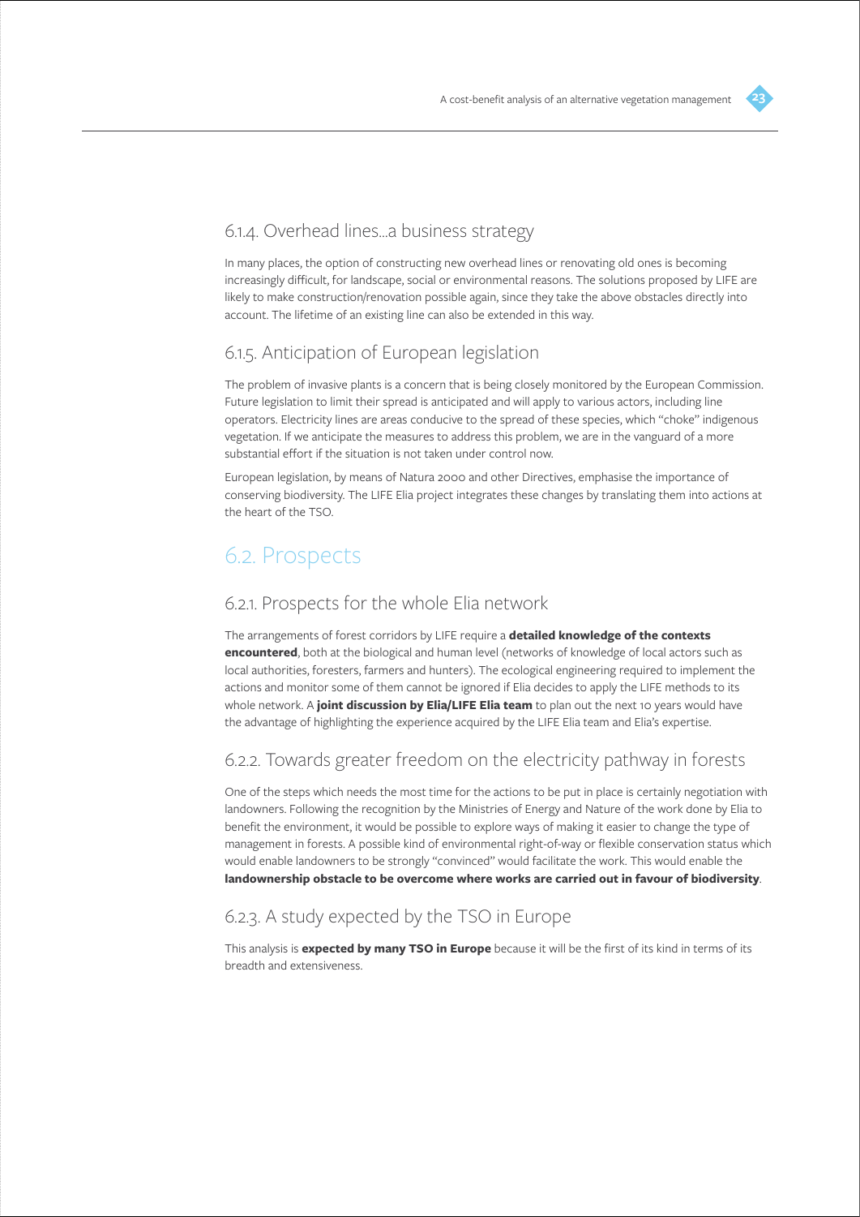### 6.1.4. Overhead lines...a business strategy

In many places, the option of constructing new overhead lines or renovating old ones is becoming increasingly difficult, for landscape, social or environmental reasons. The solutions proposed by LIFE are likely to make construction/renovation possible again, since they take the above obstacles directly into account. The lifetime of an existing line can also be extended in this way.

### 6.1.5. Anticipation of European legislation

The problem of invasive plants is a concern that is being closely monitored by the European Commission. Future legislation to limit their spread is anticipated and will apply to various actors, including line operators. Electricity lines are areas conducive to the spread of these species, which "choke" indigenous vegetation. If we anticipate the measures to address this problem, we are in the vanguard of a more substantial effort if the situation is not taken under control now.

European legislation, by means of Natura 2000 and other Directives, emphasise the importance of conserving biodiversity. The LIFE Elia project integrates these changes by translating them into actions at the heart of the TSO.

## 6.2. Prospects

### 6.2.1. Prospects for the whole Elia network

The arrangements of forest corridors by LIFE require a **detailed knowledge of the contexts encountered**, both at the biological and human level (networks of knowledge of local actors such as local authorities, foresters, farmers and hunters). The ecological engineering required to implement the actions and monitor some of them cannot be ignored if Elia decides to apply the LIFE methods to its whole network. A **joint discussion by Elia/LIFE Elia team** to plan out the next 10 years would have the advantage of highlighting the experience acquired by the LIFE Elia team and Elia's expertise.

### 6.2.2. Towards greater freedom on the electricity pathway in forests

One of the steps which needs the most time for the actions to be put in place is certainly negotiation with landowners. Following the recognition by the Ministries of Energy and Nature of the work done by Elia to benefit the environment, it would be possible to explore ways of making it easier to change the type of management in forests. A possible kind of environmental right-of-way or flexible conservation status which would enable landowners to be strongly "convinced" would facilitate the work. This would enable the **landownership obstacle to be overcome where works are carried out in favour of biodiversity**.

### 6.2.3. A study expected by the TSO in Europe

This analysis is **expected by many TSO in Europe** because it will be the first of its kind in terms of its breadth and extensiveness.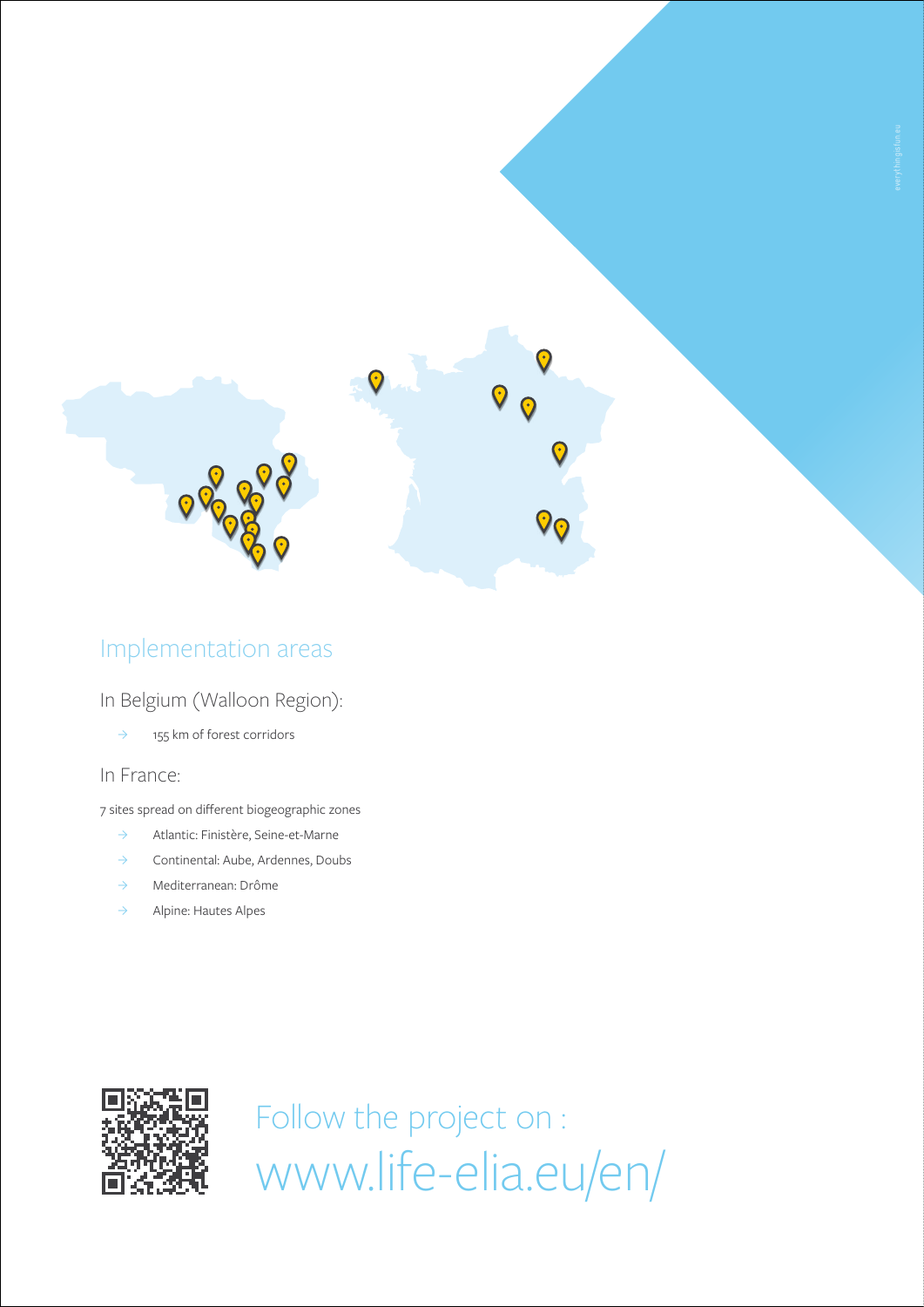## Implementation areas

### In Belgium (Walloon Region):

- 155 km of forest corridors

### In France:

7 sites spread on different biogeographic zones

- Atlantic: Finistère, Seine-et-Marne
- Continental: Aube, Ardennes, Doubs
- Mediterranean: Drôme
- Alpine: Hautes Alpes

Follow the project on :
www.life-elia.eu/en/